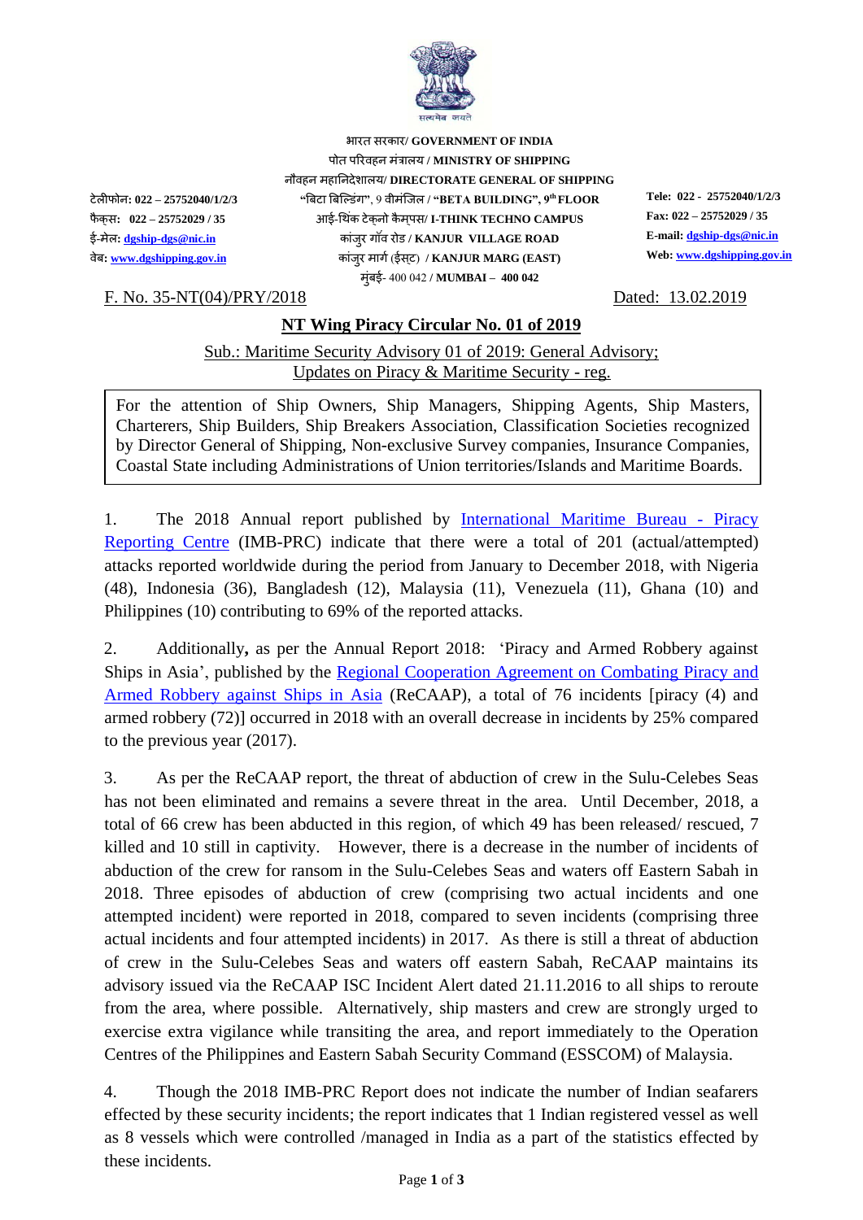सत्यमेव जयते

भारत सरकार/ **GOVERNMENT OF INDIA**
पोत परिवहन मंत्रालय / **MINISTRY OF SHIPPING**
नौवहन महानिदेशालय/ **DIRECTORATE GENERAL OF SHIPPING**
"बिटा बिल्डिंग", 9 वीमंजिल / **"BETA BUILDING", 9th FLOOR**
आई-थिंक टेक्नो कैम्पस/ **I-THINK TECHNO CAMPUS**
कांजुर गॉंव रोड / **KANJUR VILLAGE ROAD**
कांजुर मार्ग (ईस्ट) / **KANJUR MARG (EAST)**
मुंबई- 400 042 / **MUMBAI – 400 042**

टेलीफोन: **022 – 25752040/1/2/3**
फैक्स: **022 – 25752029 / 35**
ई-मेल: **dgship-dgs@nic.in**
वेब: **www.dgshipping.gov.in**

**Tele: 022 - 25752040/1/2/3**
**Fax: 022 – 25752029 / 35**
**E-mail: dgship-dgs@nic.in**
**Web: www.dgshipping.gov.in**

F. No. 35-NT(04)/PRY/2018 Dated: 13.02.2019

## NT Wing Piracy Circular No. 01 of 2019

Sub.: Maritime Security Advisory 01 of 2019: General Advisory; Updates on Piracy & Maritime Security - reg.

For the attention of Ship Owners, Ship Managers, Shipping Agents, Ship Masters, Charterers, Ship Builders, Ship Breakers Association, Classification Societies recognized by Director General of Shipping, Non-exclusive Survey companies, Insurance Companies, Coastal State including Administrations of Union territories/Islands and Maritime Boards.

1. The 2018 Annual report published by International Maritime Bureau - Piracy Reporting Centre (IMB-PRC) indicate that there were a total of 201 (actual/attempted) attacks reported worldwide during the period from January to December 2018, with Nigeria (48), Indonesia (36), Bangladesh (12), Malaysia (11), Venezuela (11), Ghana (10) and Philippines (10) contributing to 69% of the reported attacks.

2. Additionally**,** as per the Annual Report 2018: 'Piracy and Armed Robbery against Ships in Asia', published by the Regional Cooperation Agreement on Combating Piracy and Armed Robbery against Ships in Asia (ReCAAP), a total of 76 incidents [piracy (4) and armed robbery (72)] occurred in 2018 with an overall decrease in incidents by 25% compared to the previous year (2017).

3. As per the ReCAAP report, the threat of abduction of crew in the Sulu-Celebes Seas has not been eliminated and remains a severe threat in the area. Until December, 2018, a total of 66 crew has been abducted in this region, of which 49 has been released/ rescued, 7 killed and 10 still in captivity. However, there is a decrease in the number of incidents of abduction of the crew for ransom in the Sulu-Celebes Seas and waters off Eastern Sabah in 2018. Three episodes of abduction of crew (comprising two actual incidents and one attempted incident) were reported in 2018, compared to seven incidents (comprising three actual incidents and four attempted incidents) in 2017. As there is still a threat of abduction of crew in the Sulu-Celebes Seas and waters off eastern Sabah, ReCAAP maintains its advisory issued via the ReCAAP ISC Incident Alert dated 21.11.2016 to all ships to reroute from the area, where possible. Alternatively, ship masters and crew are strongly urged to exercise extra vigilance while transiting the area, and report immediately to the Operation Centres of the Philippines and Eastern Sabah Security Command (ESSCOM) of Malaysia.

4. Though the 2018 IMB-PRC Report does not indicate the number of Indian seafarers effected by these security incidents; the report indicates that 1 Indian registered vessel as well as 8 vessels which were controlled /managed in India as a part of the statistics effected by these incidents.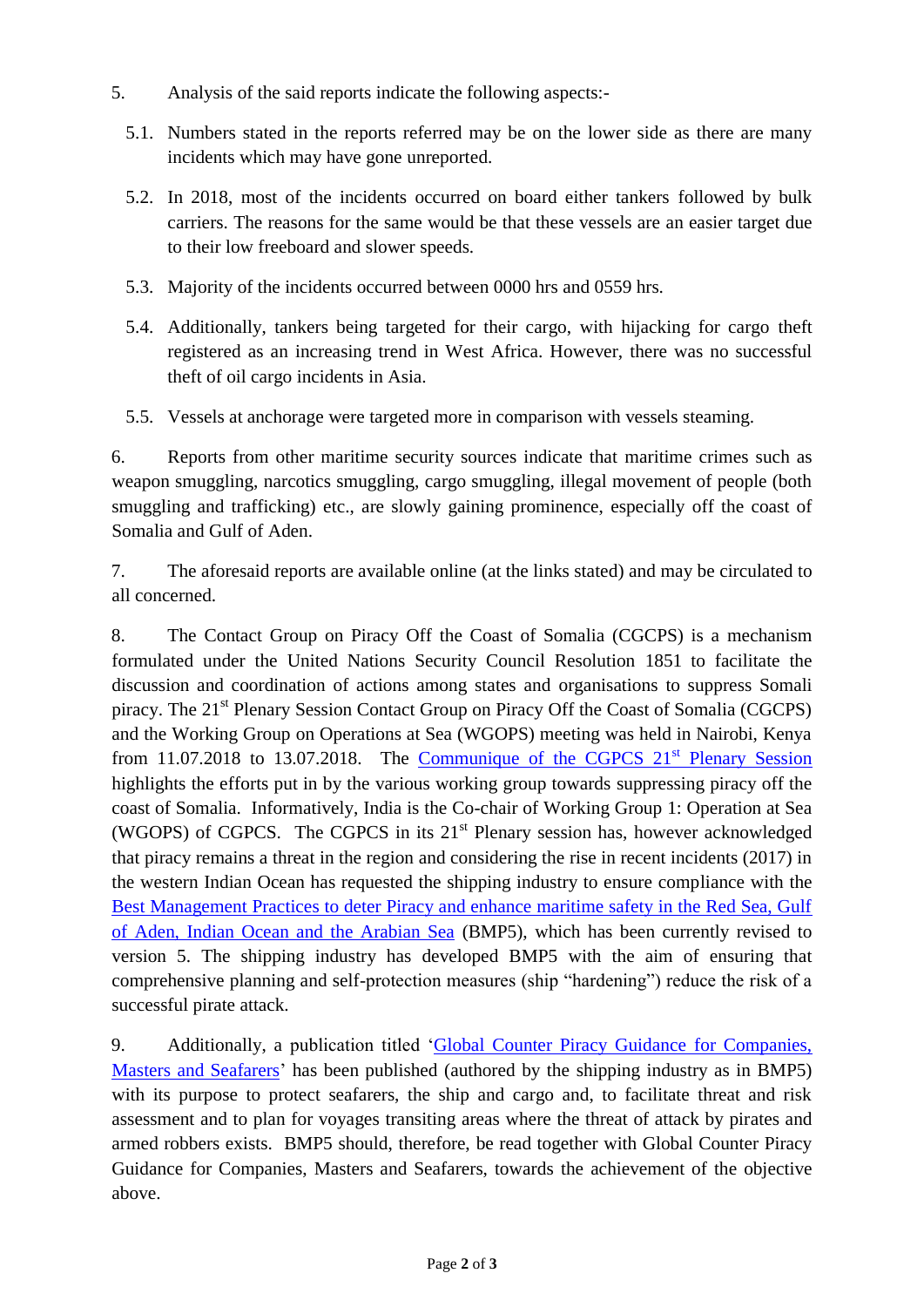5. Analysis of the said reports indicate the following aspects:-

5.1. Numbers stated in the reports referred may be on the lower side as there are many incidents which may have gone unreported.

5.2. In 2018, most of the incidents occurred on board either tankers followed by bulk carriers. The reasons for the same would be that these vessels are an easier target due to their low freeboard and slower speeds.

5.3. Majority of the incidents occurred between 0000 hrs and 0559 hrs.

5.4. Additionally, tankers being targeted for their cargo, with hijacking for cargo theft registered as an increasing trend in West Africa. However, there was no successful theft of oil cargo incidents in Asia.

5.5. Vessels at anchorage were targeted more in comparison with vessels steaming.

6. Reports from other maritime security sources indicate that maritime crimes such as weapon smuggling, narcotics smuggling, cargo smuggling, illegal movement of people (both smuggling and trafficking) etc., are slowly gaining prominence, especially off the coast of Somalia and Gulf of Aden.

7. The aforesaid reports are available online (at the links stated) and may be circulated to all concerned.

8. The Contact Group on Piracy Off the Coast of Somalia (CGCPS) is a mechanism formulated under the United Nations Security Council Resolution 1851 to facilitate the discussion and coordination of actions among states and organisations to suppress Somali piracy. The 21st Plenary Session Contact Group on Piracy Off the Coast of Somalia (CGCPS) and the Working Group on Operations at Sea (WGOPS) meeting was held in Nairobi, Kenya from 11.07.2018 to 13.07.2018. The Communique of the CGPCS 21st Plenary Session highlights the efforts put in by the various working group towards suppressing piracy off the coast of Somalia. Informatively, India is the Co-chair of Working Group 1: Operation at Sea (WGOPS) of CGPCS. The CGPCS in its 21st Plenary session has, however acknowledged that piracy remains a threat in the region and considering the rise in recent incidents (2017) in the western Indian Ocean has requested the shipping industry to ensure compliance with the Best Management Practices to deter Piracy and enhance maritime safety in the Red Sea, Gulf of Aden, Indian Ocean and the Arabian Sea (BMP5), which has been currently revised to version 5. The shipping industry has developed BMP5 with the aim of ensuring that comprehensive planning and self-protection measures (ship "hardening") reduce the risk of a successful pirate attack.

9. Additionally, a publication titled 'Global Counter Piracy Guidance for Companies, Masters and Seafarers' has been published (authored by the shipping industry as in BMP5) with its purpose to protect seafarers, the ship and cargo and, to facilitate threat and risk assessment and to plan for voyages transiting areas where the threat of attack by pirates and armed robbers exists. BMP5 should, therefore, be read together with Global Counter Piracy Guidance for Companies, Masters and Seafarers, towards the achievement of the objective above.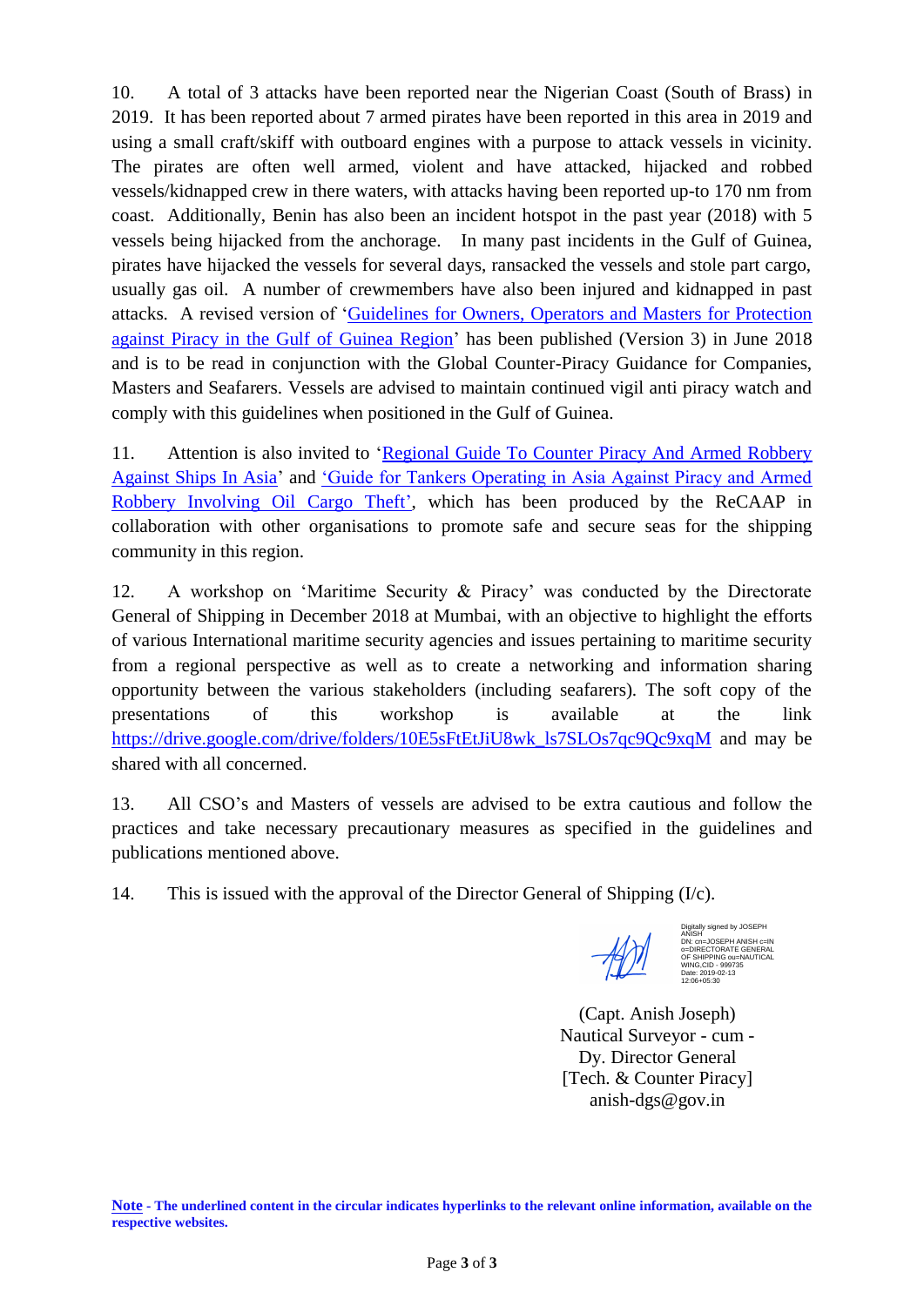10. A total of 3 attacks have been reported near the Nigerian Coast (South of Brass) in 2019. It has been reported about 7 armed pirates have been reported in this area in 2019 and using a small craft/skiff with outboard engines with a purpose to attack vessels in vicinity. The pirates are often well armed, violent and have attacked, hijacked and robbed vessels/kidnapped crew in there waters, with attacks having been reported up-to 170 nm from coast. Additionally, Benin has also been an incident hotspot in the past year (2018) with 5 vessels being hijacked from the anchorage. In many past incidents in the Gulf of Guinea, pirates have hijacked the vessels for several days, ransacked the vessels and stole part cargo, usually gas oil. A number of crewmembers have also been injured and kidnapped in past attacks. A revised version of 'Guidelines for Owners, Operators and Masters for Protection against Piracy in the Gulf of Guinea Region' has been published (Version 3) in June 2018 and is to be read in conjunction with the Global Counter-Piracy Guidance for Companies, Masters and Seafarers. Vessels are advised to maintain continued vigil anti piracy watch and comply with this guidelines when positioned in the Gulf of Guinea.

11. Attention is also invited to 'Regional Guide To Counter Piracy And Armed Robbery Against Ships In Asia' and 'Guide for Tankers Operating in Asia Against Piracy and Armed Robbery Involving Oil Cargo Theft', which has been produced by the ReCAAP in collaboration with other organisations to promote safe and secure seas for the shipping community in this region.

12. A workshop on 'Maritime Security & Piracy' was conducted by the Directorate General of Shipping in December 2018 at Mumbai, with an objective to highlight the efforts of various International maritime security agencies and issues pertaining to maritime security from a regional perspective as well as to create a networking and information sharing opportunity between the various stakeholders (including seafarers). The soft copy of the presentations of this workshop is available at the link https://drive.google.com/drive/folders/10E5sFtEtJiU8wk_ls7SLOs7qc9Qc9xqM and may be shared with all concerned.

13. All CSO's and Masters of vessels are advised to be extra cautious and follow the practices and take necessary precautionary measures as specified in the guidelines and publications mentioned above.

14. This is issued with the approval of the Director General of Shipping (I/c).

Digitally signed by JOSEPH ANISH
DN: cn=JOSEPH ANISH c=IN o=DIRECTORATE GENERAL OF SHIPPING ou=NAUTICAL WING,CID - 999735
Date: 2019-02-13 12:06+05:30

(Capt. Anish Joseph)
Nautical Surveyor - cum -
Dy. Director General
[Tech. & Counter Piracy]
anish-dgs@gov.in

**Note - The underlined content in the circular indicates hyperlinks to the relevant online information, available on the respective websites.**